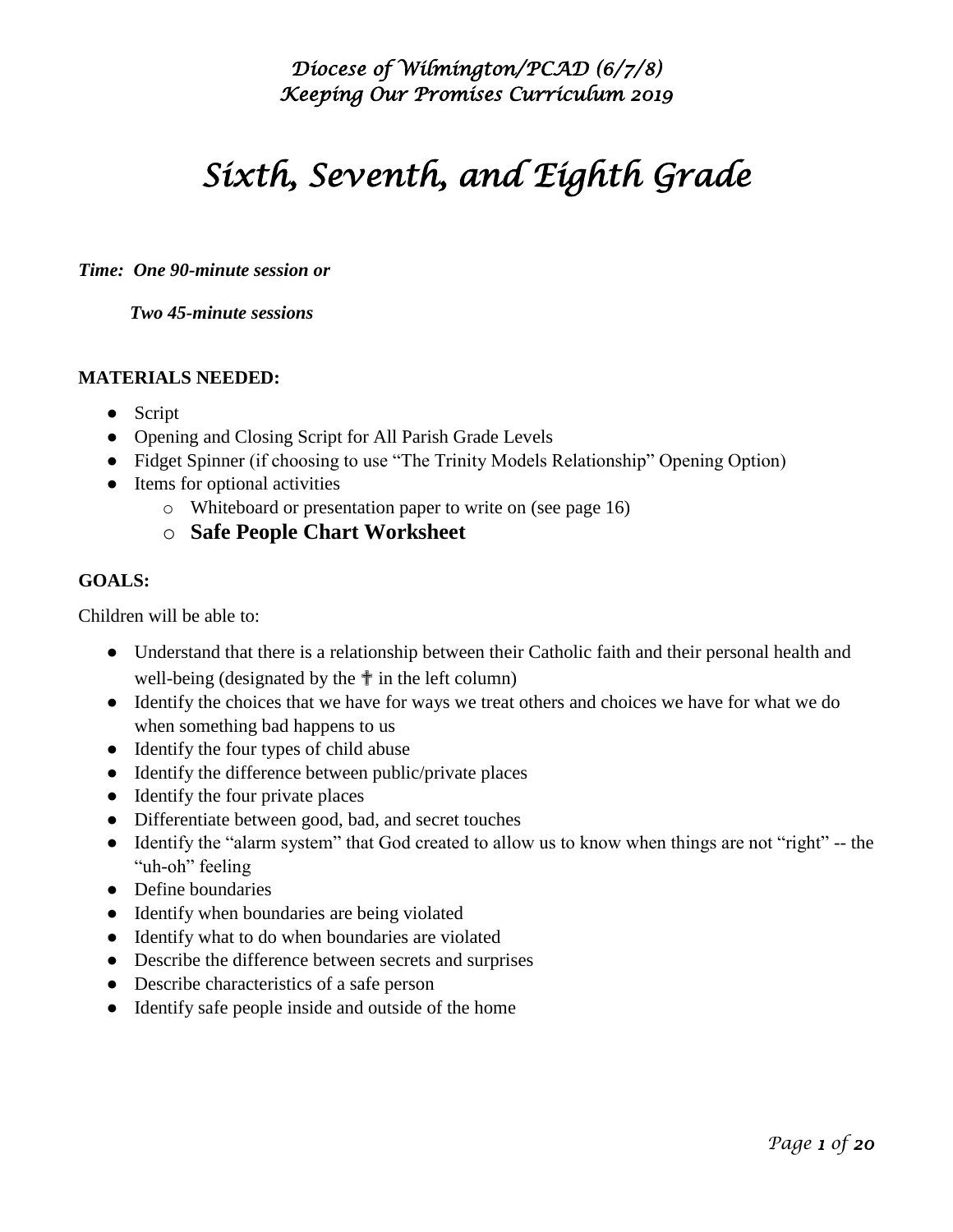*Diocese of Wilmington/PCAD (6/7/8)*
*Keeping Our Promises Curriculum 2019*

# *Sixth, Seventh, and Eighth Grade*

***Time: One 90-minute session or***

***Two 45-minute sessions***

**MATERIALS NEEDED:**

- Script
- Opening and Closing Script for All Parish Grade Levels
- Fidget Spinner (if choosing to use "The Trinity Models Relationship" Opening Option)
- Items for optional activities
  - Whiteboard or presentation paper to write on (see page 16)
  - **Safe People Chart Worksheet**

**GOALS:**

Children will be able to:

- Understand that there is a relationship between their Catholic faith and their personal health and well-being (designated by the ☦ in the left column)
- Identify the choices that we have for ways we treat others and choices we have for what we do when something bad happens to us
- Identify the four types of child abuse
- Identify the difference between public/private places
- Identify the four private places
- Differentiate between good, bad, and secret touches
- Identify the "alarm system" that God created to allow us to know when things are not "right" -- the "uh-oh" feeling
- Define boundaries
- Identify when boundaries are being violated
- Identify what to do when boundaries are violated
- Describe the difference between secrets and surprises
- Describe characteristics of a safe person
- Identify safe people inside and outside of the home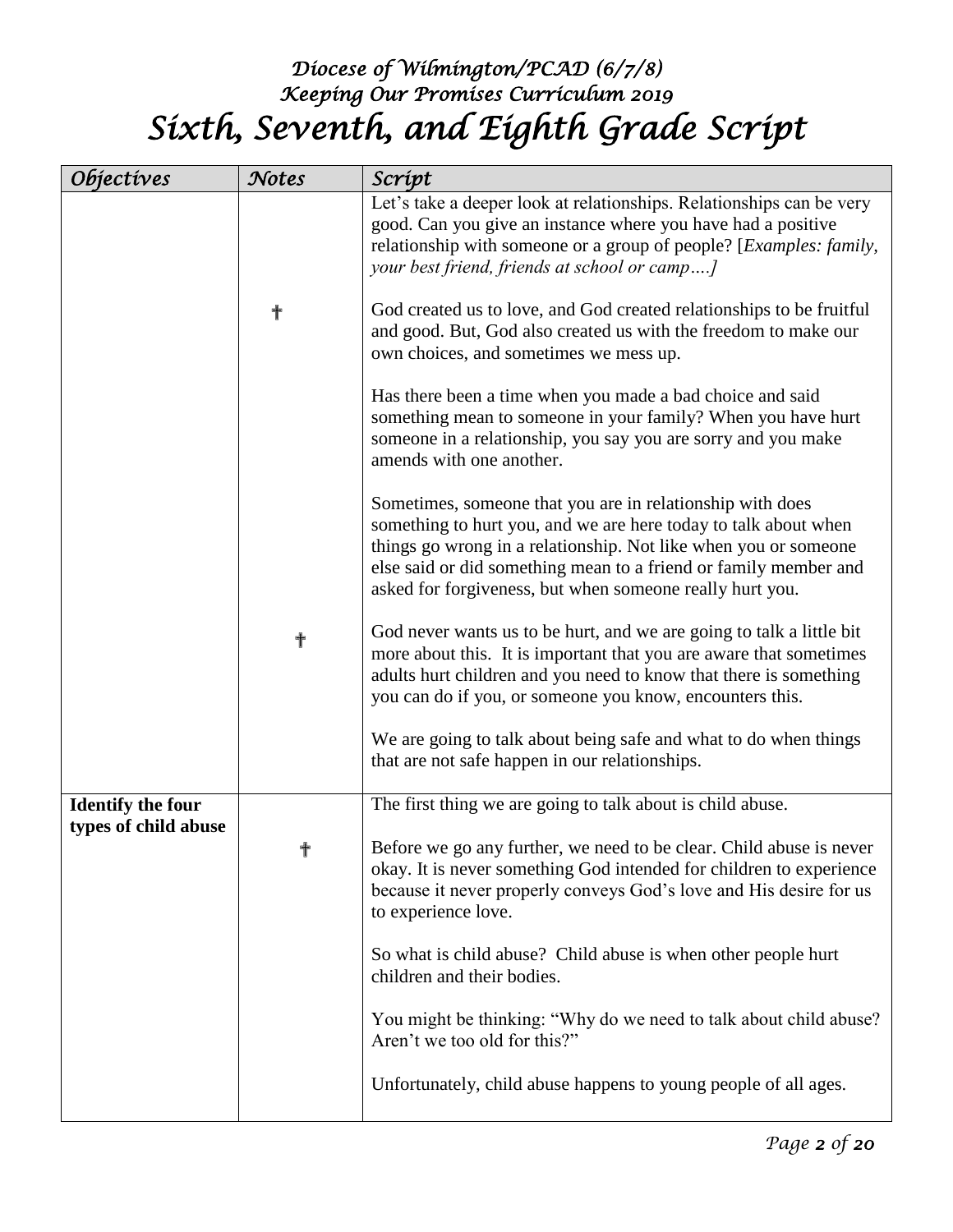# Diocese of Wilmington/PCAD (6/7/8)
## Keeping Our Promises Curriculum 2019
# Sixth, Seventh, and Eighth Grade Script

| Objectives | Notes | Script |
|---|---|---|
| | | Let's take a deeper look at relationships. Relationships can be very good. Can you give an instance where you have had a positive relationship with someone or a group of people? [*Examples: family, your best friend, friends at school or camp….]* |
| | ✝ | God created us to love, and God created relationships to be fruitful and good. But, God also created us with the freedom to make our own choices, and sometimes we mess up. |
| | | Has there been a time when you made a bad choice and said something mean to someone in your family? When you have hurt someone in a relationship, you say you are sorry and you make amends with one another. |
| | | Sometimes, someone that you are in relationship with does something to hurt you, and we are here today to talk about when things go wrong in a relationship. Not like when you or someone else said or did something mean to a friend or family member and asked for forgiveness, but when someone really hurt you. |
| | ✝ | God never wants us to be hurt, and we are going to talk a little bit more about this. It is important that you are aware that sometimes adults hurt children and you need to know that there is something you can do if you, or someone you know, encounters this. |
| | | We are going to talk about being safe and what to do when things that are not safe happen in our relationships. |
| **Identify the four types of child abuse** | | The first thing we are going to talk about is child abuse. |
| | ✝ | Before we go any further, we need to be clear. Child abuse is never okay. It is never something God intended for children to experience because it never properly conveys God's love and His desire for us to experience love. |
| | | So what is child abuse? Child abuse is when other people hurt children and their bodies. |
| | | You might be thinking: "Why do we need to talk about child abuse? Aren't we too old for this?" |
| | | Unfortunately, child abuse happens to young people of all ages. |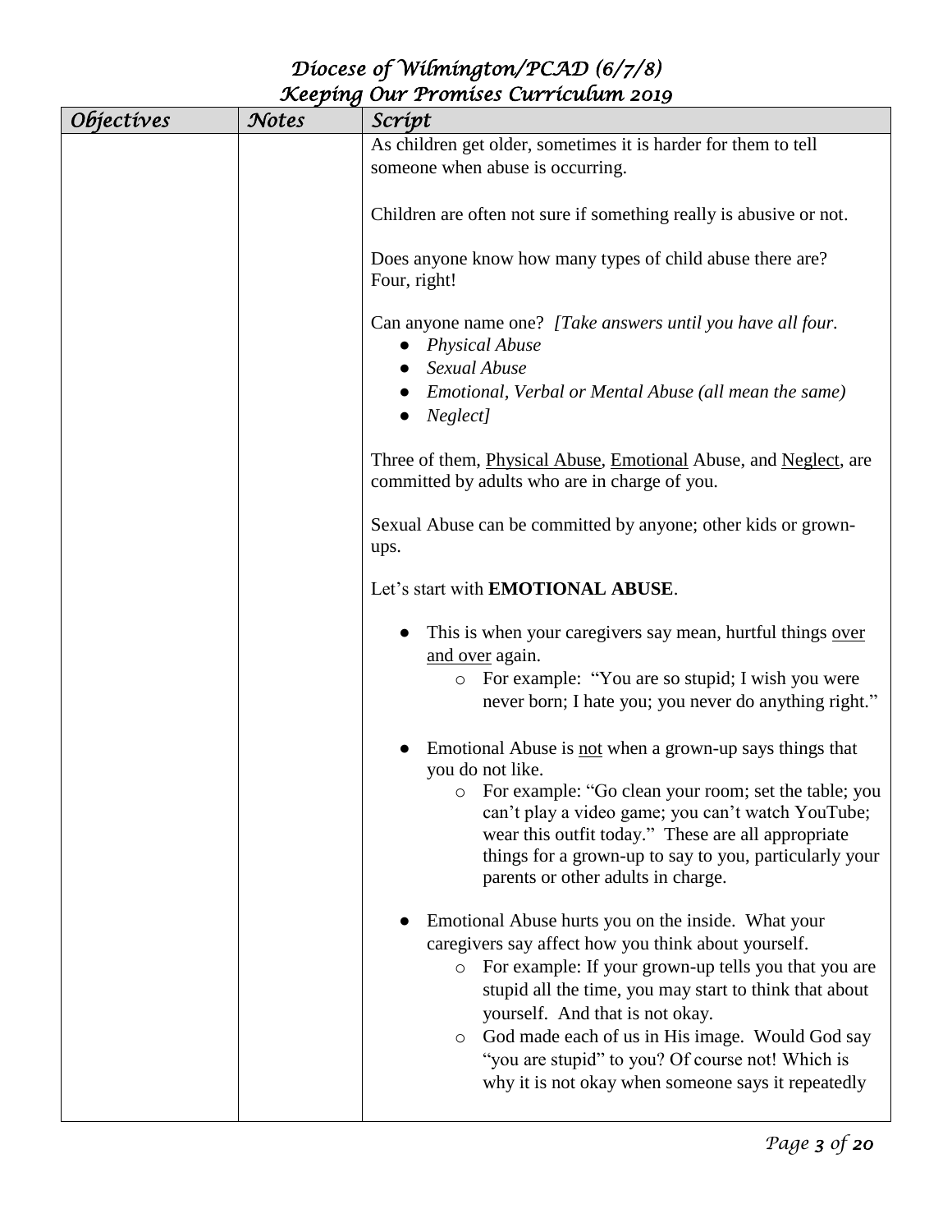| Objectives | Notes | Script |
| --- | --- | --- |
| | | As children get older, sometimes it is harder for them to tell someone when abuse is occurring.<br><br>Children are often not sure if something really is abusive or not.<br><br>Does anyone know how many types of child abuse there are? Four, right!<br><br>Can anyone name one? *[Take answers until you have all four.*<br>● *Physical Abuse*<br>● *Sexual Abuse*<br>● *Emotional, Verbal or Mental Abuse (all mean the same)*<br>● *Neglect]*<br><br>Three of them, <u>Physical Abuse</u>, <u>Emotional</u> Abuse, and <u>Neglect</u>, are committed by adults who are in charge of you.<br><br>Sexual Abuse can be committed by anyone; other kids or grown-ups.<br><br>Let's start with **EMOTIONAL ABUSE**.<br><br>● This is when your caregivers say mean, hurtful things <u>over and over</u> again.<br>○ For example: "You are so stupid; I wish you were never born; I hate you; you never do anything right."<br><br>● Emotional Abuse is <u>not</u> when a grown-up says things that you do not like.<br>○ For example: "Go clean your room; set the table; you can't play a video game; you can't watch YouTube; wear this outfit today." These are all appropriate things for a grown-up to say to you, particularly your parents or other adults in charge.<br><br>● Emotional Abuse hurts you on the inside. What your caregivers say affect how you think about yourself.<br>○ For example: If your grown-up tells you that you are stupid all the time, you may start to think that about yourself. And that is not okay.<br>○ God made each of us in His image. Would God say "you are stupid" to you? Of course not! Which is why it is not okay when someone says it repeatedly |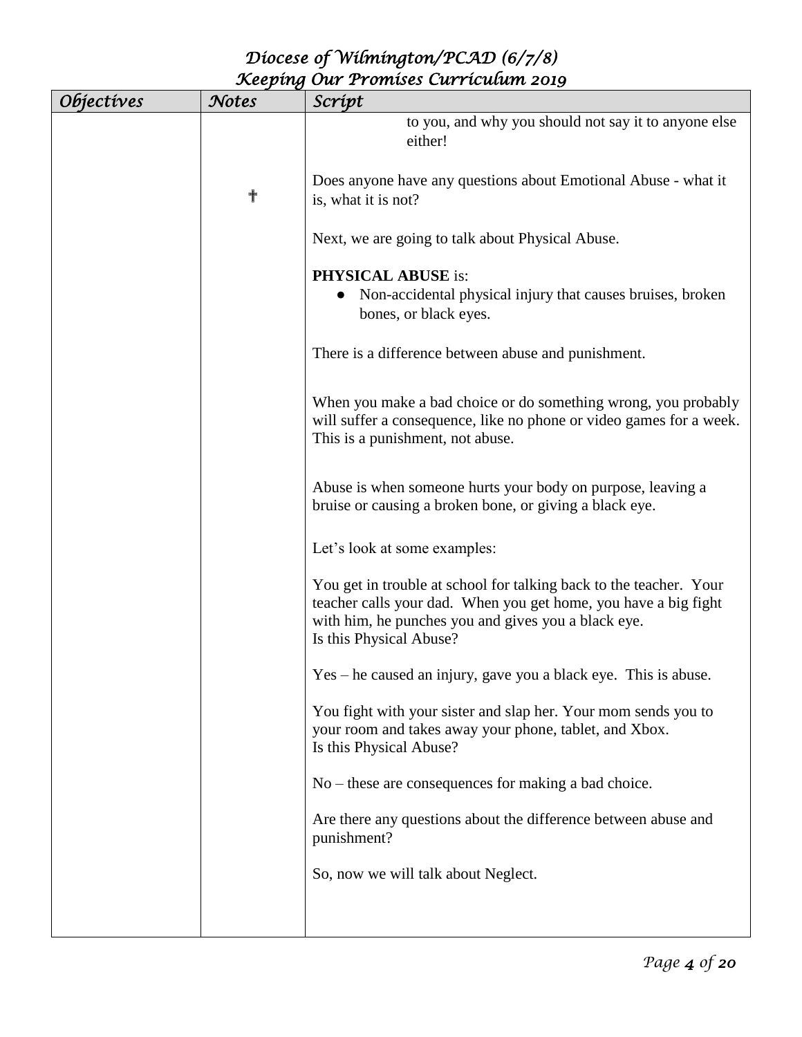| Objectives | Notes | Script |
|---|---|---|
| | | to you, and why you should not say it to anyone else either! |
| | † | Does anyone have any questions about Emotional Abuse - what it is, what it is not? |
| | | Next, we are going to talk about Physical Abuse. |
| | | **PHYSICAL ABUSE** is:<br>● Non-accidental physical injury that causes bruises, broken bones, or black eyes. |
| | | There is a difference between abuse and punishment. |
| | | When you make a bad choice or do something wrong, you probably will suffer a consequence, like no phone or video games for a week. This is a punishment, not abuse. |
| | | Abuse is when someone hurts your body on purpose, leaving a bruise or causing a broken bone, or giving a black eye. |
| | | Let's look at some examples: |
| | | You get in trouble at school for talking back to the teacher. Your teacher calls your dad. When you get home, you have a big fight with him, he punches you and gives you a black eye.<br>Is this Physical Abuse? |
| | | Yes – he caused an injury, gave you a black eye. This is abuse. |
| | | You fight with your sister and slap her. Your mom sends you to your room and takes away your phone, tablet, and Xbox.<br>Is this Physical Abuse? |
| | | No – these are consequences for making a bad choice. |
| | | Are there any questions about the difference between abuse and punishment? |
| | | So, now we will talk about Neglect. |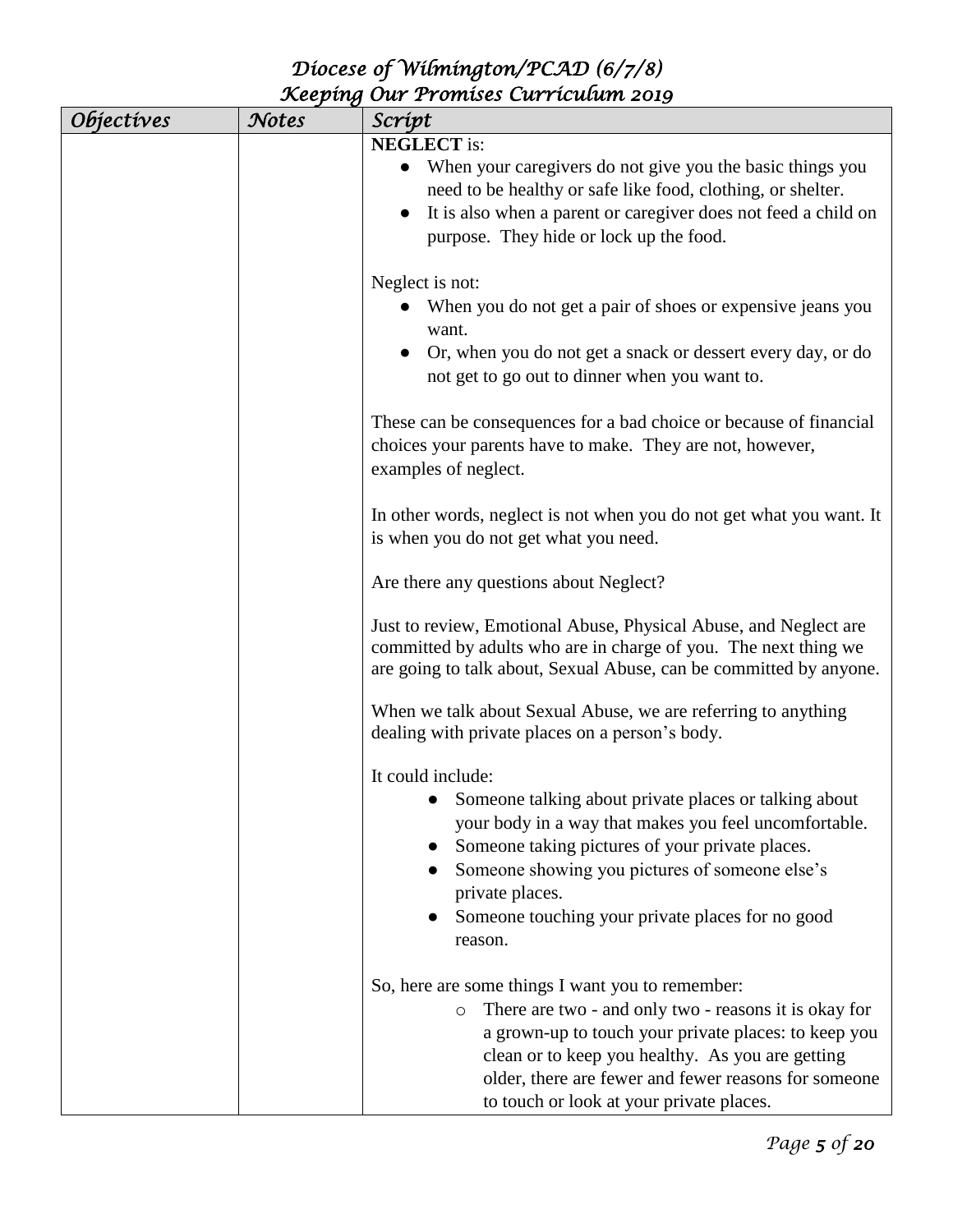| Objectives | Notes | Script |
|---|---|---|
| | | **NEGLECT** is:<br>● When your caregivers do not give you the basic things you need to be healthy or safe like food, clothing, or shelter.<br>● It is also when a parent or caregiver does not feed a child on purpose. They hide or lock up the food.<br><br>Neglect is not:<br>● When you do not get a pair of shoes or expensive jeans you want.<br>● Or, when you do not get a snack or dessert every day, or do not get to go out to dinner when you want to.<br><br>These can be consequences for a bad choice or because of financial choices your parents have to make. They are not, however, examples of neglect.<br><br>In other words, neglect is not when you do not get what you want. It is when you do not get what you need.<br><br>Are there any questions about Neglect?<br><br>Just to review, Emotional Abuse, Physical Abuse, and Neglect are committed by adults who are in charge of you. The next thing we are going to talk about, Sexual Abuse, can be committed by anyone.<br><br>When we talk about Sexual Abuse, we are referring to anything dealing with private places on a person's body.<br><br>It could include:<br>● Someone talking about private places or talking about your body in a way that makes you feel uncomfortable.<br>● Someone taking pictures of your private places.<br>● Someone showing you pictures of someone else's private places.<br>● Someone touching your private places for no good reason.<br><br>So, here are some things I want you to remember:<br>○ There are two - and only two - reasons it is okay for a grown-up to touch your private places: to keep you clean or to keep you healthy. As you are getting older, there are fewer and fewer reasons for someone to touch or look at your private places. |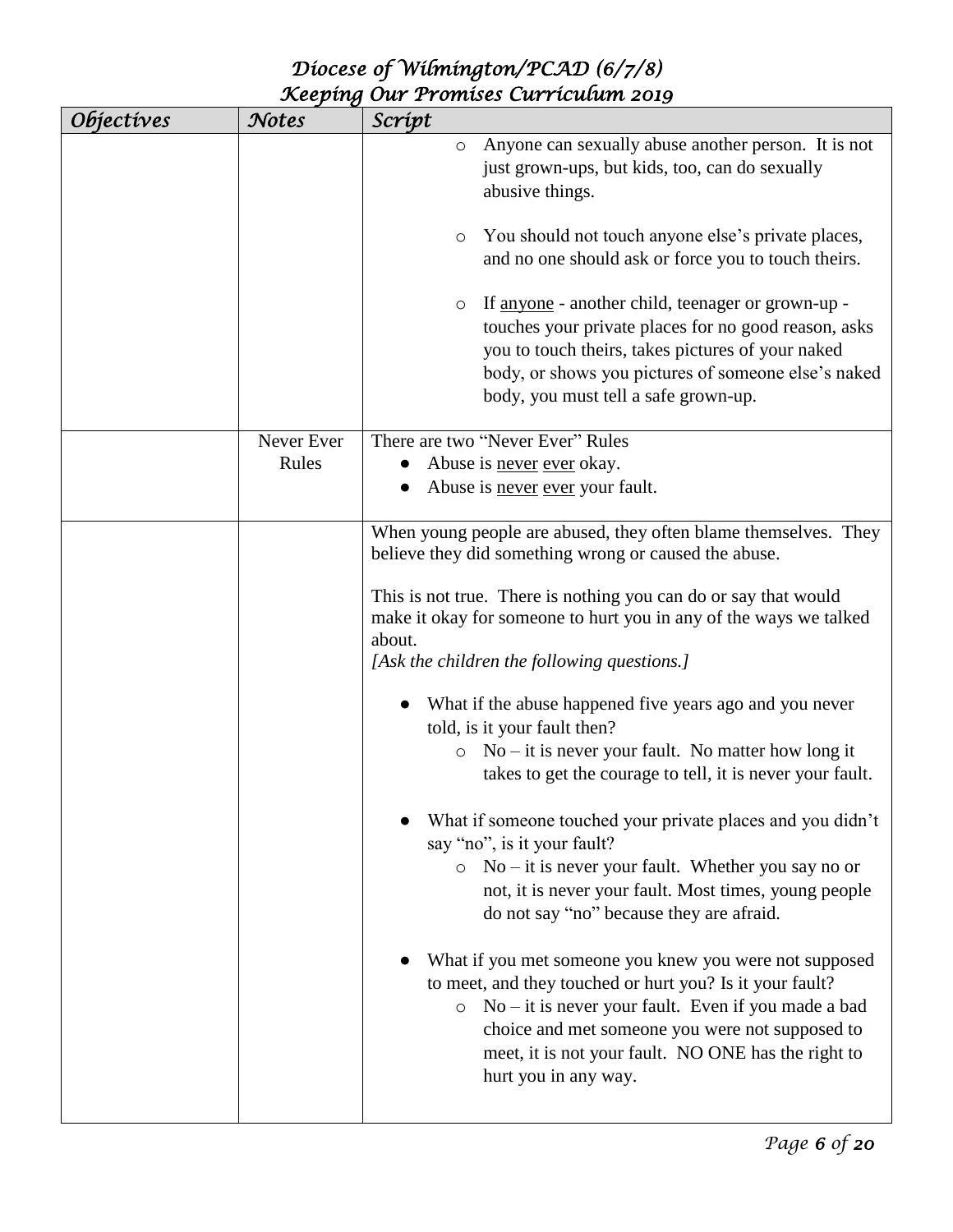| Objectives | Notes | Script |
|---|---|---|
| | | ○ Anyone can sexually abuse another person. It is not just grown-ups, but kids, too, can do sexually abusive things.<br><br>○ You should not touch anyone else's private places, and no one should ask or force you to touch theirs.<br><br>○ If <u>anyone</u> - another child, teenager or grown-up - touches your private places for no good reason, asks you to touch theirs, takes pictures of your naked body, or shows you pictures of someone else's naked body, you must tell a safe grown-up. |
| | Never Ever Rules | There are two "Never Ever" Rules<br>● Abuse is <u>never</u> <u>ever</u> okay.<br>● Abuse is <u>never</u> <u>ever</u> your fault. |
| | | When young people are abused, they often blame themselves. They believe they did something wrong or caused the abuse.<br><br>This is not true. There is nothing you can do or say that would make it okay for someone to hurt you in any of the ways we talked about.<br>*[Ask the children the following questions.]*<br><br>● What if the abuse happened five years ago and you never told, is it your fault then?<br>○ No – it is never your fault. No matter how long it takes to get the courage to tell, it is never your fault.<br><br>● What if someone touched your private places and you didn't say "no", is it your fault?<br>○ No – it is never your fault. Whether you say no or not, it is never your fault. Most times, young people do not say "no" because they are afraid.<br><br>● What if you met someone you knew you were not supposed to meet, and they touched or hurt you? Is it your fault?<br>○ No – it is never your fault. Even if you made a bad choice and met someone you were not supposed to meet, it is not your fault. NO ONE has the right to hurt you in any way. |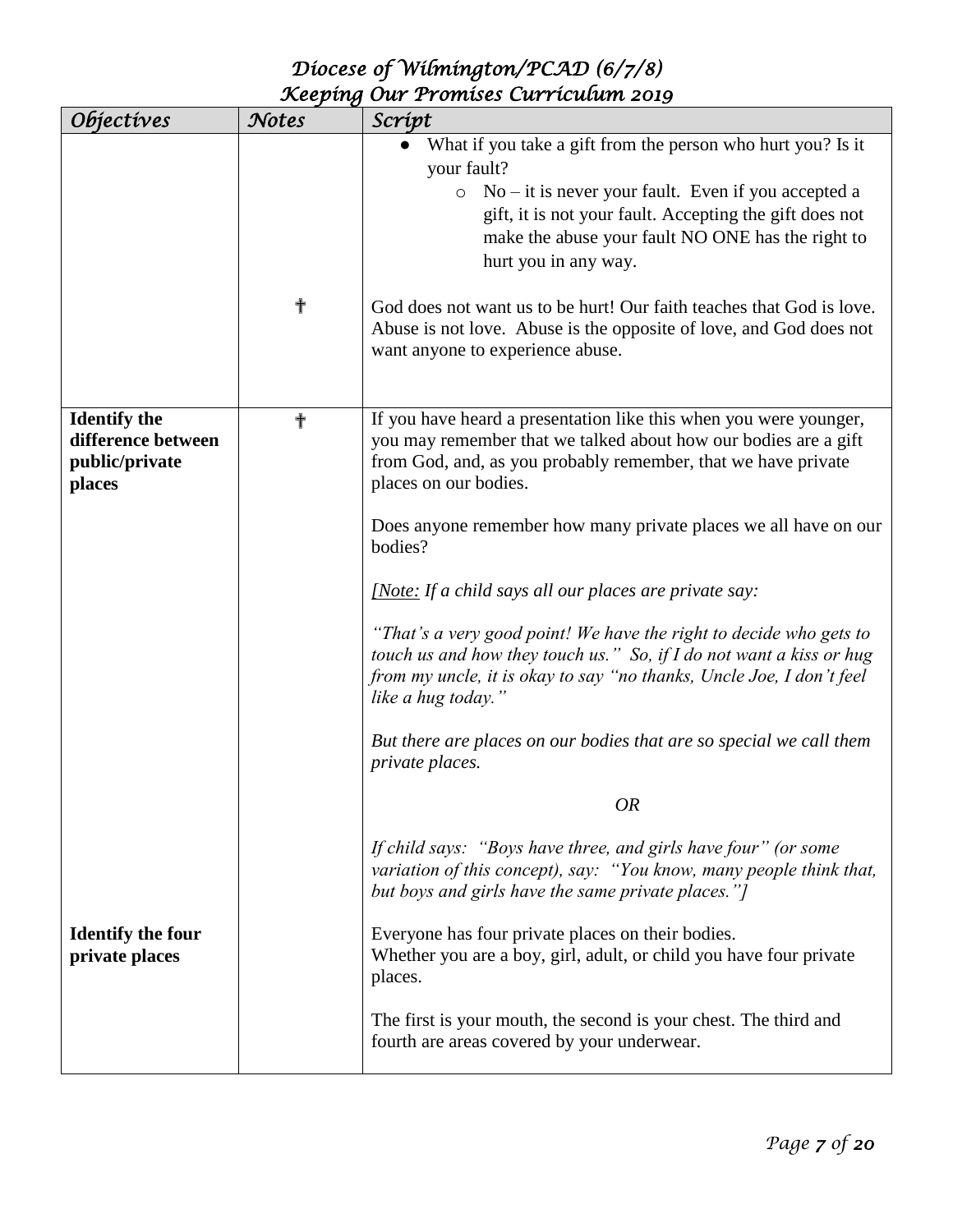| *Objectives* | *Notes* | *Script* |
|---|---|---|
| | | • What if you take a gift from the person who hurt you? Is it your fault?<br>  ○ No – it is never your fault. Even if you accepted a gift, it is not your fault. Accepting the gift does not make the abuse your fault NO ONE has the right to hurt you in any way. |
| | ✝ | God does not want us to be hurt! Our faith teaches that God is love. Abuse is not love. Abuse is the opposite of love, and God does not want anyone to experience abuse. |
| **Identify the difference between public/private places** | ✝ | If you have heard a presentation like this when you were younger, you may remember that we talked about how our bodies are a gift from God, and, as you probably remember, that we have private places on our bodies.<br><br>Does anyone remember how many private places we all have on our bodies?<br><br>*[<u>Note:</u> If a child says all our places are private say:*<br><br>*"That's a very good point! We have the right to decide who gets to touch us and how they touch us." So, if I do not want a kiss or hug from my uncle, it is okay to say "no thanks, Uncle Joe, I don't feel like a hug today."*<br><br>*But there are places on our bodies that are so special we call them private places.*<br><br>*OR*<br><br>*If child says: "Boys have three, and girls have four" (or some variation of this concept), say: "You know, many people think that, but boys and girls have the same private places."]* |
| **Identify the four private places** | | Everyone has four private places on their bodies.<br>Whether you are a boy, girl, adult, or child you have four private places.<br><br>The first is your mouth, the second is your chest. The third and fourth are areas covered by your underwear. |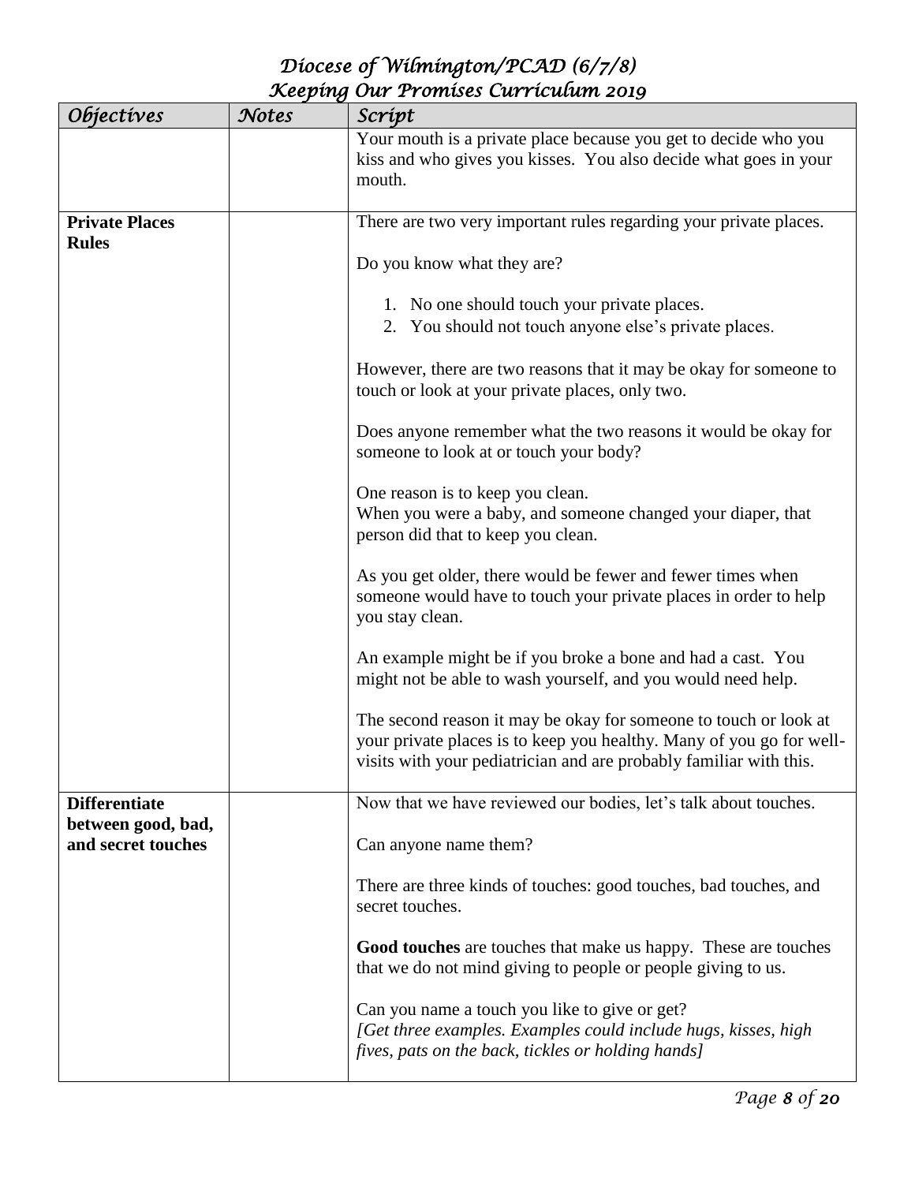| Objectives | Notes | Script |
| --- | --- | --- |
| | | Your mouth is a private place because you get to decide who you kiss and who gives you kisses. You also decide what goes in your mouth. |
| **Private Places Rules** | | There are two very important rules regarding your private places.<br><br>Do you know what they are?<br><br>1. No one should touch your private places.<br>2. You should not touch anyone else's private places.<br><br>However, there are two reasons that it may be okay for someone to touch or look at your private places, only two.<br><br>Does anyone remember what the two reasons it would be okay for someone to look at or touch your body?<br><br>One reason is to keep you clean.<br>When you were a baby, and someone changed your diaper, that person did that to keep you clean.<br><br>As you get older, there would be fewer and fewer times when someone would have to touch your private places in order to help you stay clean.<br><br>An example might be if you broke a bone and had a cast. You might not be able to wash yourself, and you would need help.<br><br>The second reason it may be okay for someone to touch or look at your private places is to keep you healthy. Many of you go for well-visits with your pediatrician and are probably familiar with this. |
| **Differentiate between good, bad, and secret touches** | | Now that we have reviewed our bodies, let's talk about touches.<br><br>Can anyone name them?<br><br>There are three kinds of touches: good touches, bad touches, and secret touches.<br><br>**Good touches** are touches that make us happy. These are touches that we do not mind giving to people or people giving to us.<br><br>Can you name a touch you like to give or get?<br>*[Get three examples. Examples could include hugs, kisses, high fives, pats on the back, tickles or holding hands]* |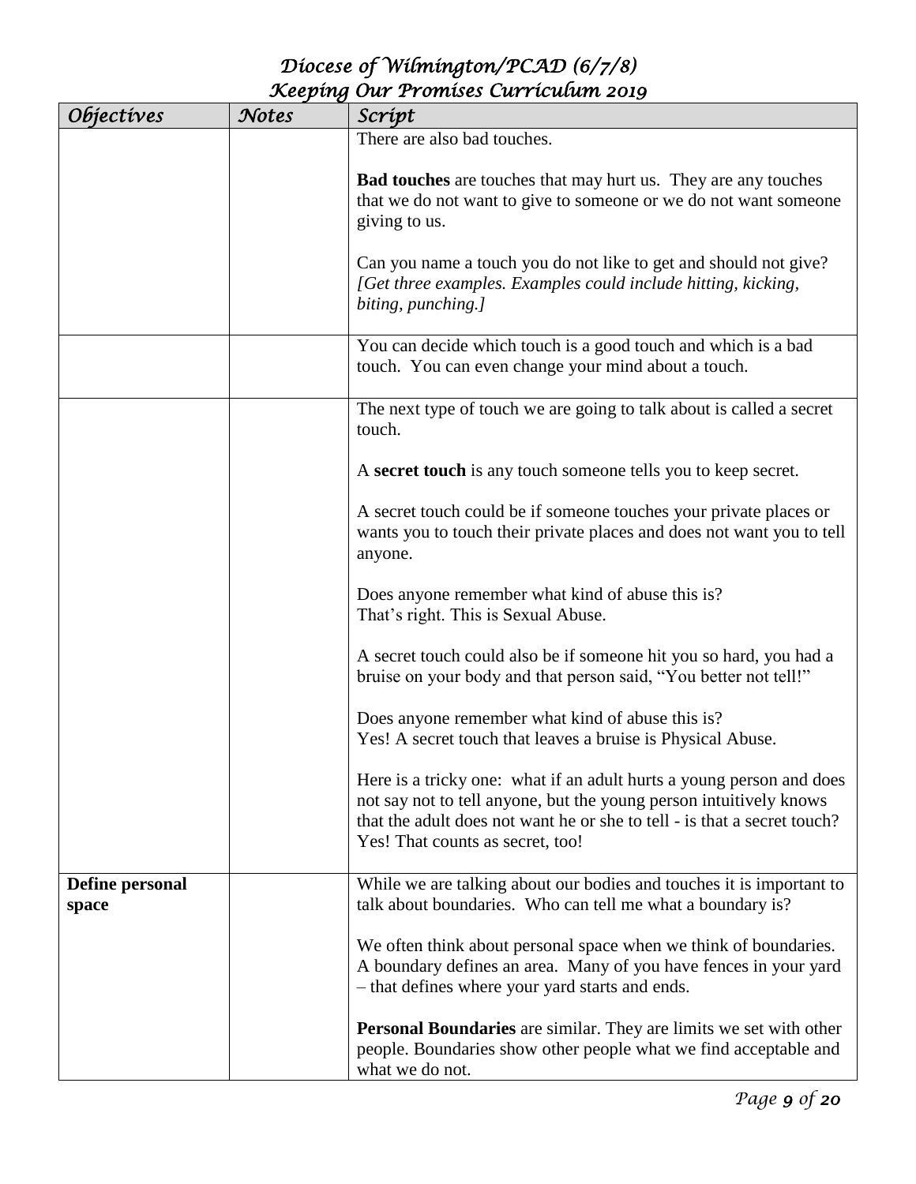| Objectives | Notes | Script |
|---|---|---|
| | | There are also bad touches.<br><br>**Bad touches** are touches that may hurt us. They are any touches that we do not want to give to someone or we do not want someone giving to us.<br><br>Can you name a touch you do not like to get and should not give? *[Get three examples. Examples could include hitting, kicking, biting, punching.]* |
| | | You can decide which touch is a good touch and which is a bad touch. You can even change your mind about a touch. |
| | | The next type of touch we are going to talk about is called a secret touch.<br><br>A **secret touch** is any touch someone tells you to keep secret.<br><br>A secret touch could be if someone touches your private places or wants you to touch their private places and does not want you to tell anyone.<br><br>Does anyone remember what kind of abuse this is?<br>That's right. This is Sexual Abuse.<br><br>A secret touch could also be if someone hit you so hard, you had a bruise on your body and that person said, "You better not tell!"<br><br>Does anyone remember what kind of abuse this is?<br>Yes! A secret touch that leaves a bruise is Physical Abuse.<br><br>Here is a tricky one: what if an adult hurts a young person and does not say not to tell anyone, but the young person intuitively knows that the adult does not want he or she to tell - is that a secret touch? Yes! That counts as secret, too! |
| **Define personal space** | | While we are talking about our bodies and touches it is important to talk about boundaries. Who can tell me what a boundary is?<br><br>We often think about personal space when we think of boundaries. A boundary defines an area. Many of you have fences in your yard – that defines where your yard starts and ends.<br><br>**Personal Boundaries** are similar. They are limits we set with other people. Boundaries show other people what we find acceptable and what we do not. |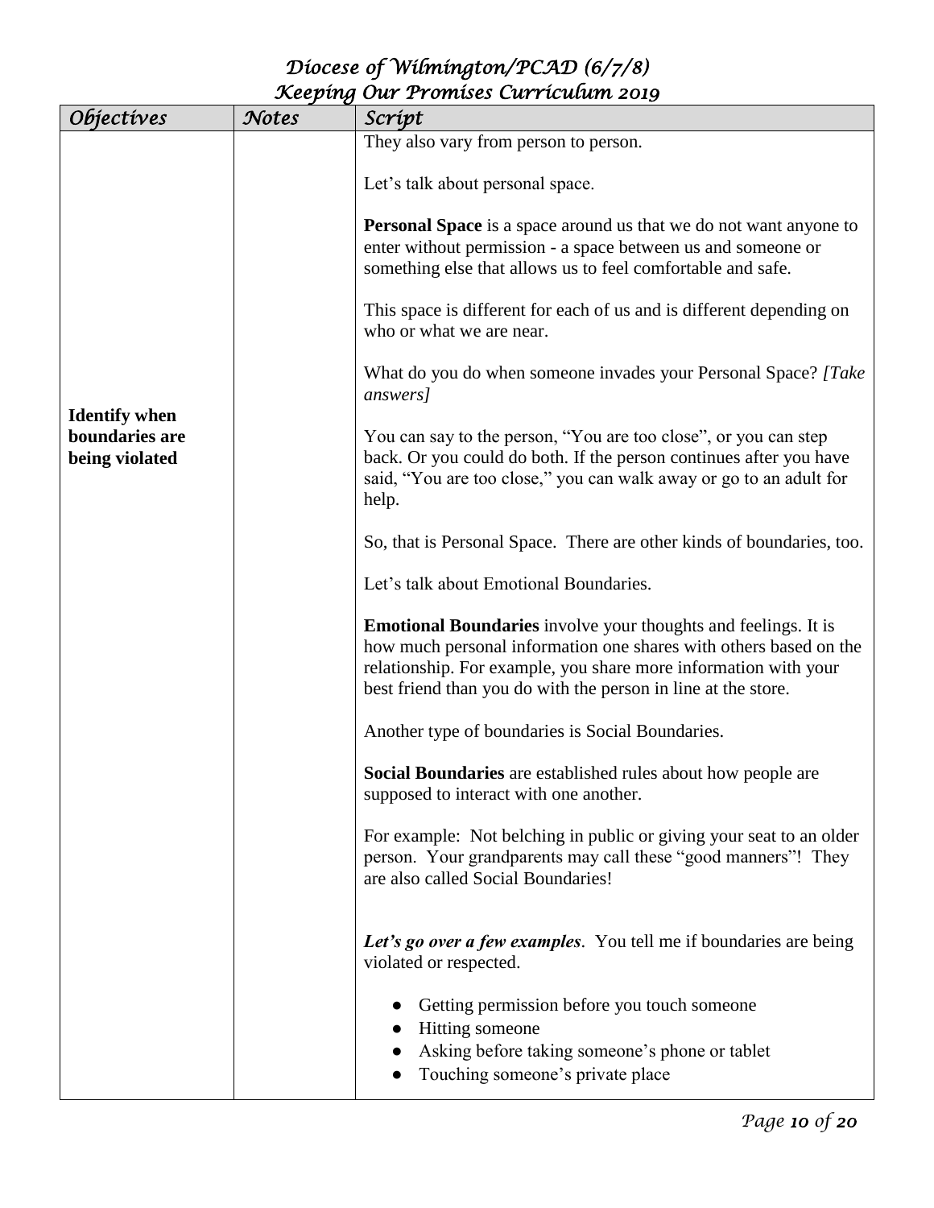| Objectives | Notes | Script |
|---|---|---|
| **Identify when boundaries are being violated** | | They also vary from person to person.<br><br>Let's talk about personal space.<br><br>**Personal Space** is a space around us that we do not want anyone to enter without permission - a space between us and someone or something else that allows us to feel comfortable and safe.<br><br>This space is different for each of us and is different depending on who or what we are near.<br><br>What do you do when someone invades your Personal Space? *[Take answers]*<br><br>You can say to the person, "You are too close", or you can step back. Or you could do both. If the person continues after you have said, "You are too close," you can walk away or go to an adult for help.<br><br>So, that is Personal Space. There are other kinds of boundaries, too.<br><br>Let's talk about Emotional Boundaries.<br><br>**Emotional Boundaries** involve your thoughts and feelings. It is how much personal information one shares with others based on the relationship. For example, you share more information with your best friend than you do with the person in line at the store.<br><br>Another type of boundaries is Social Boundaries.<br><br>**Social Boundaries** are established rules about how people are supposed to interact with one another.<br><br>For example: Not belching in public or giving your seat to an older person. Your grandparents may call these "good manners"! They are also called Social Boundaries!<br><br>***Let's go over a few examples***. You tell me if boundaries are being violated or respected.<br><br>● Getting permission before you touch someone<br>● Hitting someone<br>● Asking before taking someone's phone or tablet<br>● Touching someone's private place |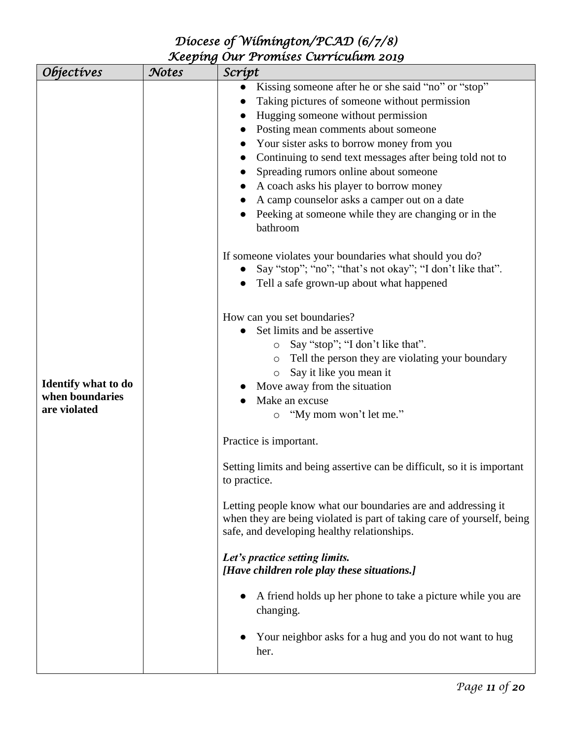| Objectives | Notes | Script |
|---|---|---|
| **Identify what to do when boundaries are violated** | | • Kissing someone after he or she said "no" or "stop"<br>• Taking pictures of someone without permission<br>• Hugging someone without permission<br>• Posting mean comments about someone<br>• Your sister asks to borrow money from you<br>• Continuing to send text messages after being told not to<br>• Spreading rumors online about someone<br>• A coach asks his player to borrow money<br>• A camp counselor asks a camper out on a date<br>• Peeking at someone while they are changing or in the bathroom<br><br>If someone violates your boundaries what should you do?<br>• Say "stop"; "no"; "that's not okay"; "I don't like that".<br>• Tell a safe grown-up about what happened<br><br>How can you set boundaries?<br>• Set limits and be assertive<br>&nbsp;&nbsp;&nbsp;&nbsp;○ Say "stop"; "I don't like that".<br>&nbsp;&nbsp;&nbsp;&nbsp;○ Tell the person they are violating your boundary<br>&nbsp;&nbsp;&nbsp;&nbsp;○ Say it like you mean it<br>• Move away from the situation<br>• Make an excuse<br>&nbsp;&nbsp;&nbsp;&nbsp;○ "My mom won't let me."<br><br>Practice is important.<br><br>Setting limits and being assertive can be difficult, so it is important to practice.<br><br>Letting people know what our boundaries are and addressing it when they are being violated is part of taking care of yourself, being safe, and developing healthy relationships.<br><br>***Let's practice setting limits.***<br>***[Have children role play these situations.]***<br><br>• A friend holds up her phone to take a picture while you are changing.<br><br>• Your neighbor asks for a hug and you do not want to hug her. |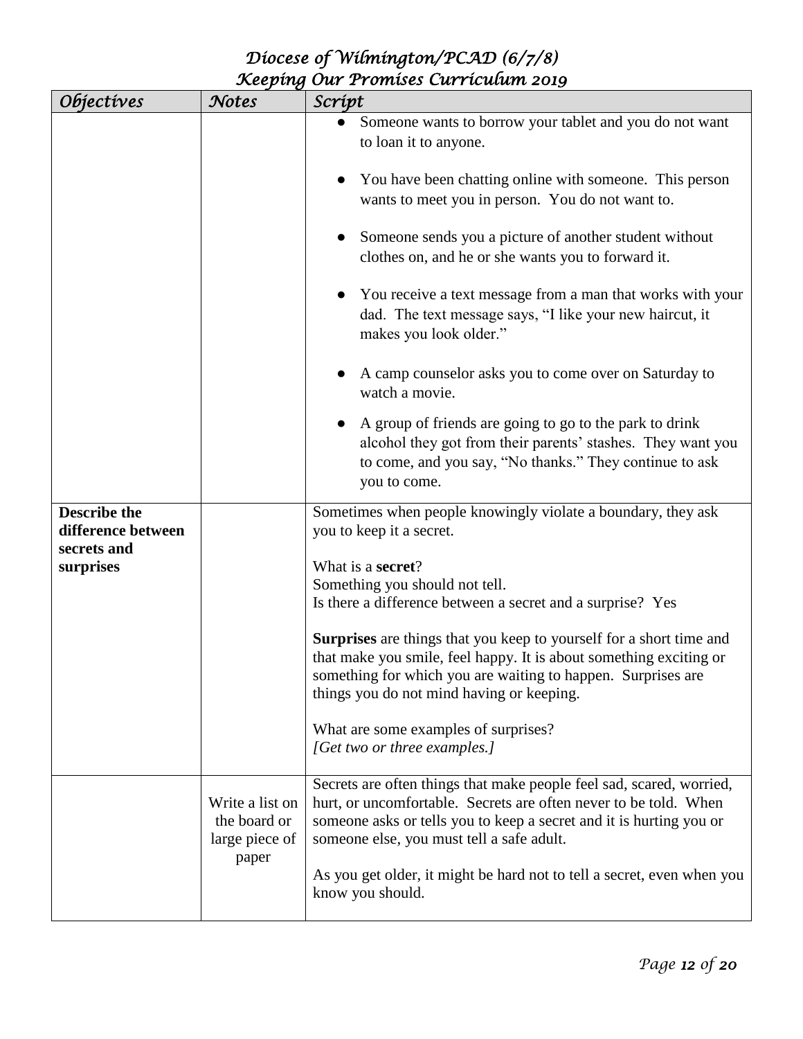| Objectives | Notes | Script |
|---|---|---|
| | | • Someone wants to borrow your tablet and you do not want to loan it to anyone.<br><br>• You have been chatting online with someone. This person wants to meet you in person. You do not want to.<br><br>• Someone sends you a picture of another student without clothes on, and he or she wants you to forward it.<br><br>• You receive a text message from a man that works with your dad. The text message says, "I like your new haircut, it makes you look older."<br><br>• A camp counselor asks you to come over on Saturday to watch a movie.<br><br>• A group of friends are going to go to the park to drink alcohol they got from their parents' stashes. They want you to come, and you say, "No thanks." They continue to ask you to come. |
| **Describe the difference between secrets and surprises** | | Sometimes when people knowingly violate a boundary, they ask you to keep it a secret.<br><br>What is a **secret**?<br>Something you should not tell.<br>Is there a difference between a secret and a surprise? Yes<br><br>**Surprises** are things that you keep to yourself for a short time and that make you smile, feel happy. It is about something exciting or something for which you are waiting to happen. Surprises are things you do not mind having or keeping.<br><br>What are some examples of surprises?<br>*[Get two or three examples.]* |
| | Write a list on the board or large piece of paper | Secrets are often things that make people feel sad, scared, worried, hurt, or uncomfortable. Secrets are often never to be told. When someone asks or tells you to keep a secret and it is hurting you or someone else, you must tell a safe adult.<br><br>As you get older, it might be hard not to tell a secret, even when you know you should. |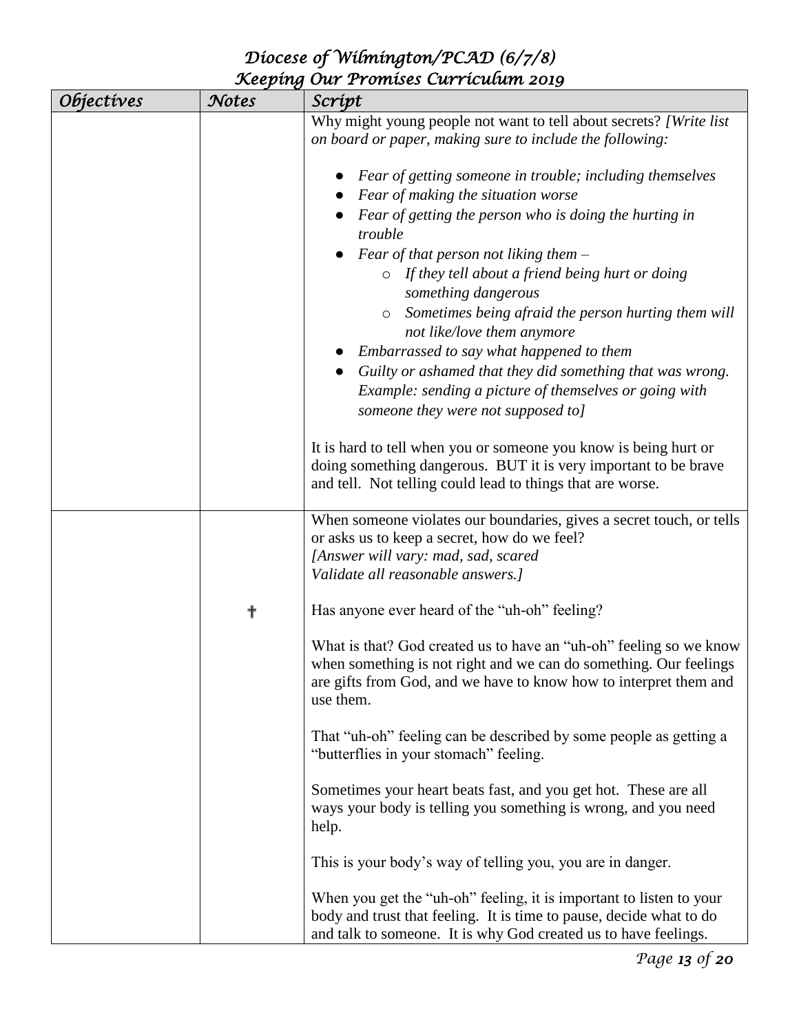| Objectives | Notes | Script |
|---|---|---|
| | | Why might young people not want to tell about secrets? *[Write list on board or paper, making sure to include the following:*<br><br>● *Fear of getting someone in trouble; including themselves*<br>● *Fear of making the situation worse*<br>● *Fear of getting the person who is doing the hurting in trouble*<br>● *Fear of that person not liking them –*<br>&nbsp;&nbsp;&nbsp;&nbsp;○ *If they tell about a friend being hurt or doing something dangerous*<br>&nbsp;&nbsp;&nbsp;&nbsp;○ *Sometimes being afraid the person hurting them will not like/love them anymore*<br>● *Embarrassed to say what happened to them*<br>● *Guilty or ashamed that they did something that was wrong. Example: sending a picture of themselves or going with someone they were not supposed to]*<br><br>It is hard to tell when you or someone you know is being hurt or doing something dangerous. BUT it is very important to be brave and tell. Not telling could lead to things that are worse. |
| | ✝ | When someone violates our boundaries, gives a secret touch, or tells or asks us to keep a secret, how do we feel?<br>*[Answer will vary: mad, sad, scared*<br>*Validate all reasonable answers.]*<br><br>Has anyone ever heard of the "uh-oh" feeling?<br><br>What is that? God created us to have an "uh-oh" feeling so we know when something is not right and we can do something. Our feelings are gifts from God, and we have to know how to interpret them and use them.<br><br>That "uh-oh" feeling can be described by some people as getting a "butterflies in your stomach" feeling.<br><br>Sometimes your heart beats fast, and you get hot. These are all ways your body is telling you something is wrong, and you need help.<br><br>This is your body's way of telling you, you are in danger.<br><br>When you get the "uh-oh" feeling, it is important to listen to your body and trust that feeling. It is time to pause, decide what to do and talk to someone. It is why God created us to have feelings. |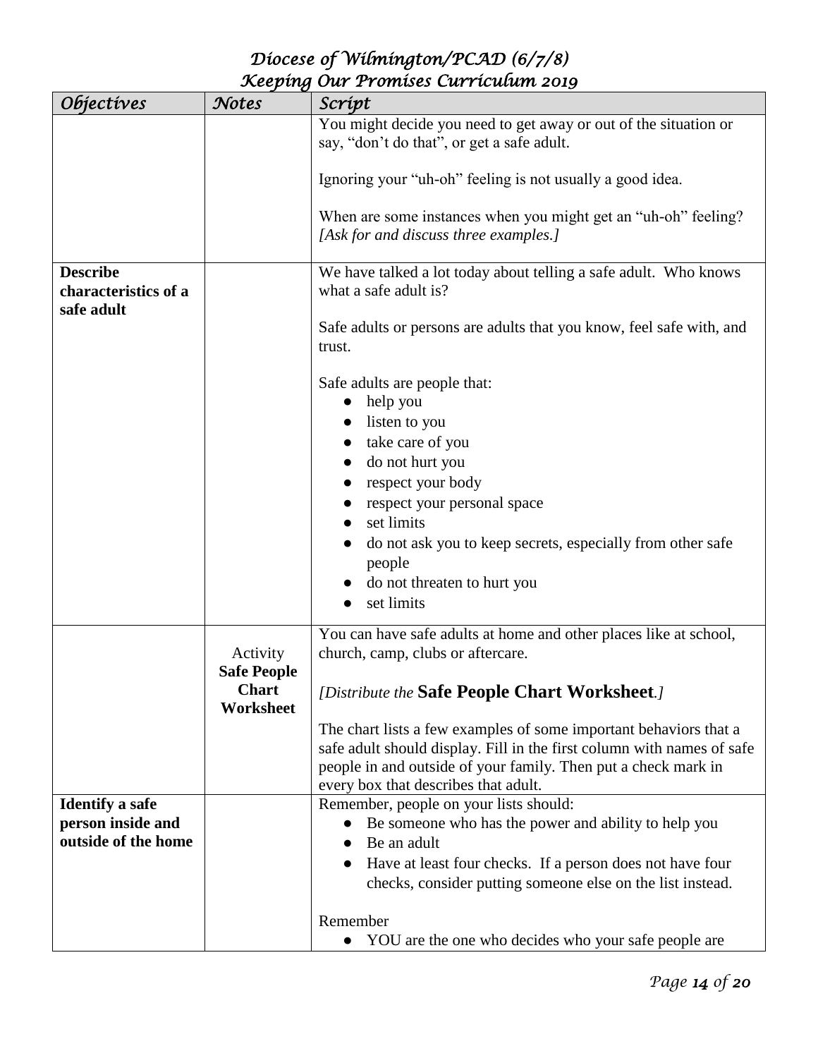| *Objectives* | *Notes* | *Script* |
|---|---|---|
| | | You might decide you need to get away or out of the situation or say, "don't do that", or get a safe adult.<br><br>Ignoring your "uh-oh" feeling is not usually a good idea.<br><br>When are some instances when you might get an "uh-oh" feeling? *[Ask for and discuss three examples.]* |
| **Describe characteristics of a safe adult** | | We have talked a lot today about telling a safe adult. Who knows what a safe adult is?<br><br>Safe adults or persons are adults that you know, feel safe with, and trust.<br><br>Safe adults are people that:<br>● help you<br>● listen to you<br>● take care of you<br>● do not hurt you<br>● respect your body<br>● respect your personal space<br>● set limits<br>● do not ask you to keep secrets, especially from other safe people<br>● do not threaten to hurt you<br>● set limits |
| | Activity **Safe People Chart Worksheet** | You can have safe adults at home and other places like at school, church, camp, clubs or aftercare.<br><br>*[Distribute the* **Safe People Chart Worksheet***.]*<br><br>The chart lists a few examples of some important behaviors that a safe adult should display. Fill in the first column with names of safe people in and outside of your family. Then put a check mark in every box that describes that adult. |
| **Identify a safe person inside and outside of the home** | | Remember, people on your lists should:<br>● Be someone who has the power and ability to help you<br>● Be an adult<br>● Have at least four checks. If a person does not have four checks, consider putting someone else on the list instead.<br><br>Remember<br>● YOU are the one who decides who your safe people are |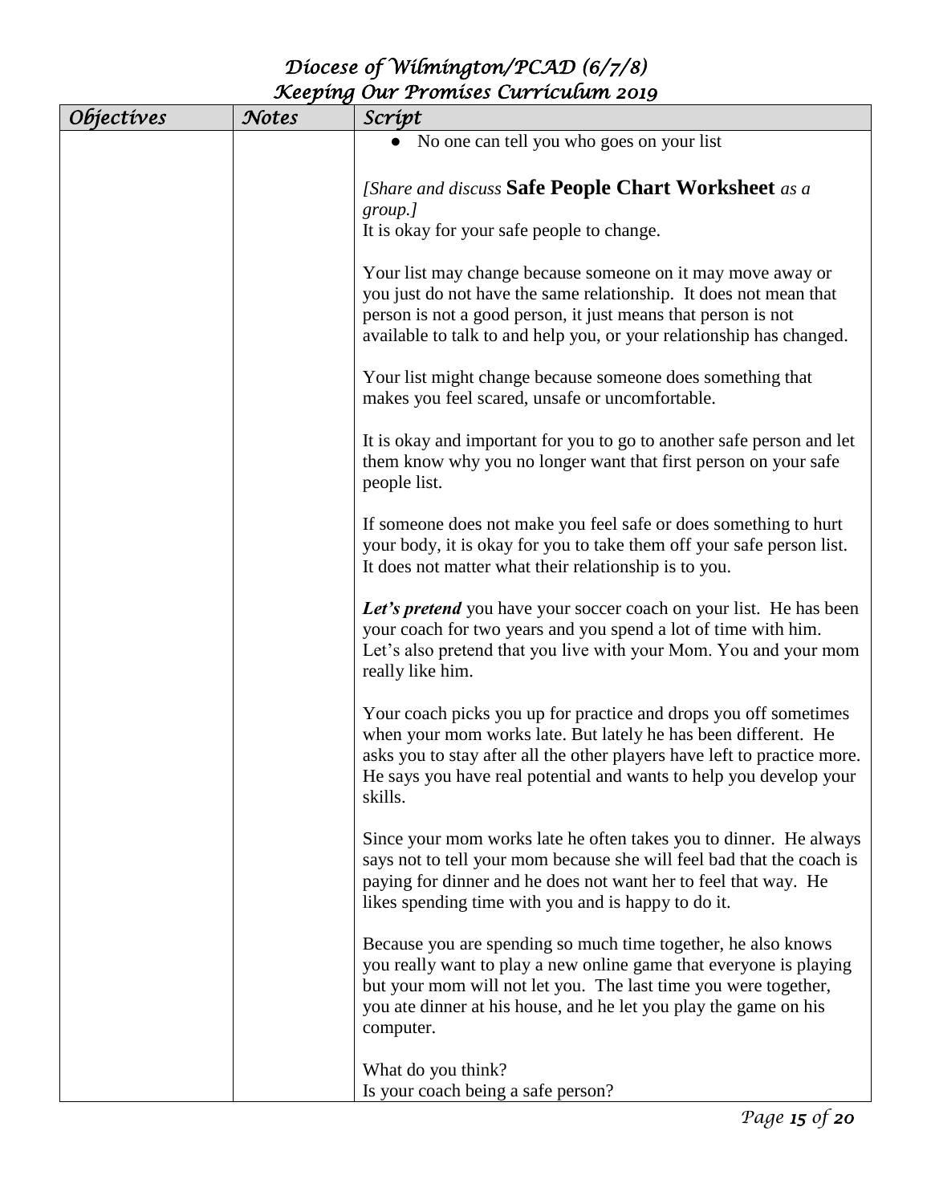| Objectives | Notes | Script |
|---|---|---|
| | | ● No one can tell you who goes on your list<br><br>*[Share and discuss* **Safe People Chart Worksheet** *as a group.]*<br>It is okay for your safe people to change.<br><br>Your list may change because someone on it may move away or you just do not have the same relationship. It does not mean that person is not a good person, it just means that person is not available to talk to and help you, or your relationship has changed.<br><br>Your list might change because someone does something that makes you feel scared, unsafe or uncomfortable.<br><br>It is okay and important for you to go to another safe person and let them know why you no longer want that first person on your safe people list.<br><br>If someone does not make you feel safe or does something to hurt your body, it is okay for you to take them off your safe person list. It does not matter what their relationship is to you.<br><br>***Let's pretend*** you have your soccer coach on your list. He has been your coach for two years and you spend a lot of time with him. Let's also pretend that you live with your Mom. You and your mom really like him.<br><br>Your coach picks you up for practice and drops you off sometimes when your mom works late. But lately he has been different. He asks you to stay after all the other players have left to practice more. He says you have real potential and wants to help you develop your skills.<br><br>Since your mom works late he often takes you to dinner. He always says not to tell your mom because she will feel bad that the coach is paying for dinner and he does not want her to feel that way. He likes spending time with you and is happy to do it.<br><br>Because you are spending so much time together, he also knows you really want to play a new online game that everyone is playing but your mom will not let you. The last time you were together, you ate dinner at his house, and he let you play the game on his computer.<br><br>What do you think?<br>Is your coach being a safe person? |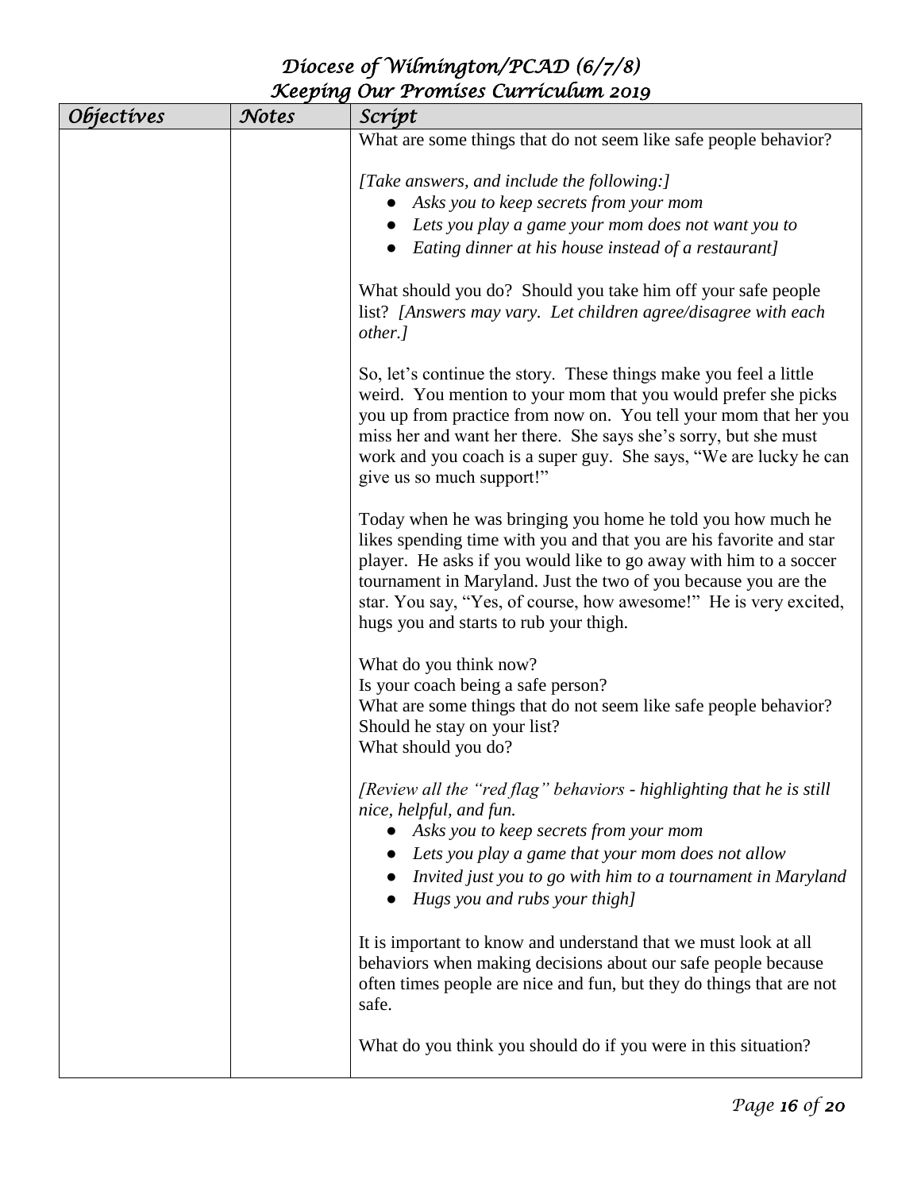| Objectives | Notes | Script |
|---|---|---|
| | | What are some things that do not seem like safe people behavior?<br><br>*[Take answers, and include the following:]*<br>● *Asks you to keep secrets from your mom*<br>● *Lets you play a game your mom does not want you to*<br>● *Eating dinner at his house instead of a restaurant]*<br><br>What should you do? Should you take him off your safe people list? *[Answers may vary. Let children agree/disagree with each other.]*<br><br>So, let's continue the story. These things make you feel a little weird. You mention to your mom that you would prefer she picks you up from practice from now on. You tell your mom that her you miss her and want her there. She says she's sorry, but she must work and you coach is a super guy. She says, "We are lucky he can give us so much support!"<br><br>Today when he was bringing you home he told you how much he likes spending time with you and that you are his favorite and star player. He asks if you would like to go away with him to a soccer tournament in Maryland. Just the two of you because you are the star. You say, "Yes, of course, how awesome!" He is very excited, hugs you and starts to rub your thigh.<br><br>What do you think now?<br>Is your coach being a safe person?<br>What are some things that do not seem like safe people behavior?<br>Should he stay on your list?<br>What should you do?<br><br>*[Review all the "red flag" behaviors - highlighting that he is still nice, helpful, and fun.*<br>● *Asks you to keep secrets from your mom*<br>● *Lets you play a game that your mom does not allow*<br>● *Invited just you to go with him to a tournament in Maryland*<br>● *Hugs you and rubs your thigh]*<br><br>It is important to know and understand that we must look at all behaviors when making decisions about our safe people because often times people are nice and fun, but they do things that are not safe.<br><br>What do you think you should do if you were in this situation? |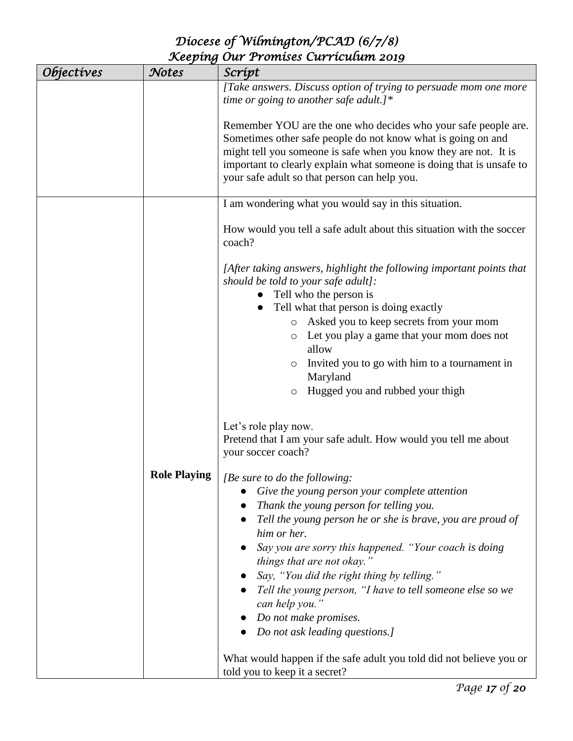| Objectives | Notes | Script |
|---|---|---|
| | | *[Take answers. Discuss option of trying to persuade mom one more time or going to another safe adult.]**<br><br>Remember YOU are the one who decides who your safe people are. Sometimes other safe people do not know what is going on and might tell you someone is safe when you know they are not. It is important to clearly explain what someone is doing that is unsafe to your safe adult so that person can help you. |
| | **Role Playing** | I am wondering what you would say in this situation.<br><br>How would you tell a safe adult about this situation with the soccer coach?<br><br>*[After taking answers, highlight the following important points that should be told to your safe adult]:*<br>● Tell who the person is<br>● Tell what that person is doing exactly<br>&nbsp;&nbsp;&nbsp;&nbsp;○ Asked you to keep secrets from your mom<br>&nbsp;&nbsp;&nbsp;&nbsp;○ Let you play a game that your mom does not allow<br>&nbsp;&nbsp;&nbsp;&nbsp;○ Invited you to go with him to a tournament in Maryland<br>&nbsp;&nbsp;&nbsp;&nbsp;○ Hugged you and rubbed your thigh<br><br>Let's role play now.<br>Pretend that I am your safe adult. How would you tell me about your soccer coach?<br><br>*[Be sure to do the following:*<br>● *Give the young person your complete attention*<br>● *Thank the young person for telling you.*<br>● *Tell the young person he or she is brave, you are proud of him or her.*<br>● *Say you are sorry this happened. "Your coach is doing things that are not okay."*<br>● *Say, "You did the right thing by telling."*<br>● *Tell the young person, "I have to tell someone else so we can help you."*<br>● *Do not make promises.*<br>● *Do not ask leading questions.]*<br><br>What would happen if the safe adult you told did not believe you or told you to keep it a secret? |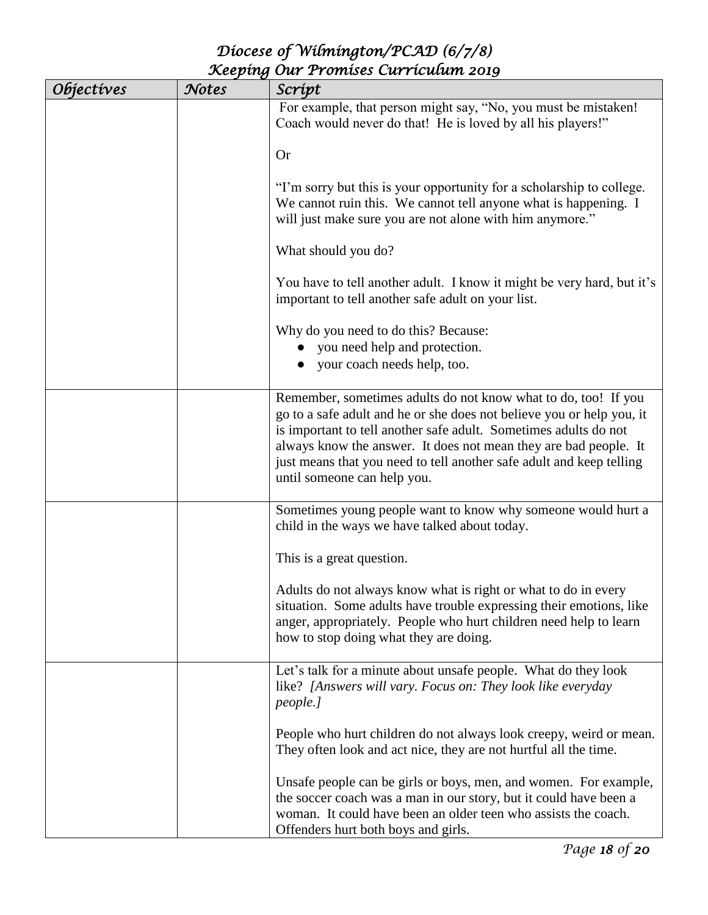| Objectives | Notes | Script |
|---|---|---|
| | | For example, that person might say, "No, you must be mistaken! Coach would never do that! He is loved by all his players!"<br><br>Or<br><br>"I'm sorry but this is your opportunity for a scholarship to college. We cannot ruin this. We cannot tell anyone what is happening. I will just make sure you are not alone with him anymore."<br><br>What should you do?<br><br>You have to tell another adult. I know it might be very hard, but it's important to tell another safe adult on your list.<br><br>Why do you need to do this? Because:<br>• you need help and protection.<br>• your coach needs help, too. |
| | | Remember, sometimes adults do not know what to do, too! If you go to a safe adult and he or she does not believe you or help you, it is important to tell another safe adult. Sometimes adults do not always know the answer. It does not mean they are bad people. It just means that you need to tell another safe adult and keep telling until someone can help you. |
| | | Sometimes young people want to know why someone would hurt a child in the ways we have talked about today.<br><br>This is a great question.<br><br>Adults do not always know what is right or what to do in every situation. Some adults have trouble expressing their emotions, like anger, appropriately. People who hurt children need help to learn how to stop doing what they are doing. |
| | | Let's talk for a minute about unsafe people. What do they look like? *[Answers will vary. Focus on: They look like everyday people.]*<br><br>People who hurt children do not always look creepy, weird or mean. They often look and act nice, they are not hurtful all the time.<br><br>Unsafe people can be girls or boys, men, and women. For example, the soccer coach was a man in our story, but it could have been a woman. It could have been an older teen who assists the coach. Offenders hurt both boys and girls. |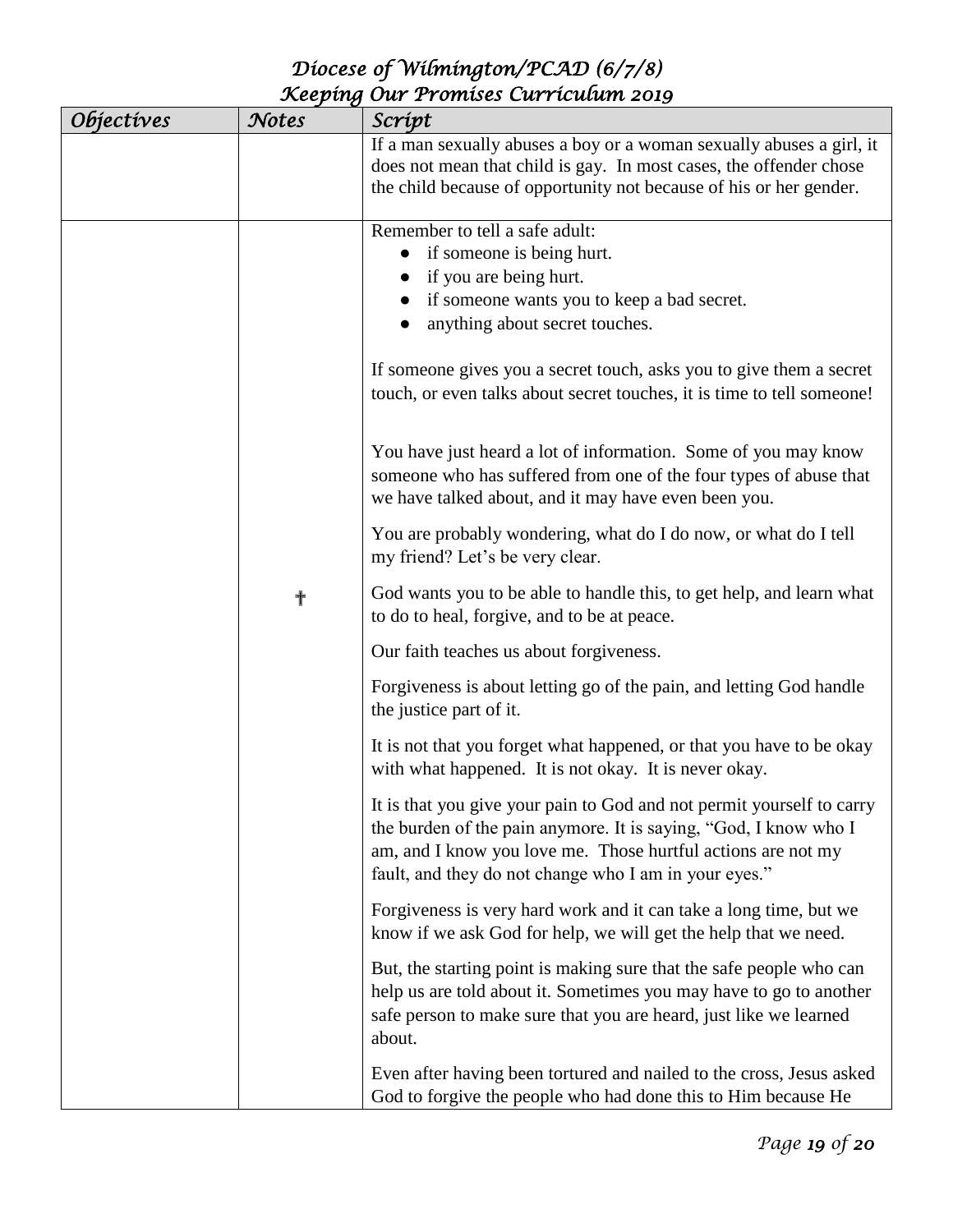| Objectives | Notes | Script |
| --- | --- | --- |
| | | If a man sexually abuses a boy or a woman sexually abuses a girl, it does not mean that child is gay. In most cases, the offender chose the child because of opportunity not because of his or her gender. |
| | ✝ | Remember to tell a safe adult:<br>● if someone is being hurt.<br>● if you are being hurt.<br>● if someone wants you to keep a bad secret.<br>● anything about secret touches.<br><br>If someone gives you a secret touch, asks you to give them a secret touch, or even talks about secret touches, it is time to tell someone!<br><br>You have just heard a lot of information. Some of you may know someone who has suffered from one of the four types of abuse that we have talked about, and it may have even been you.<br><br>You are probably wondering, what do I do now, or what do I tell my friend? Let's be very clear.<br><br>God wants you to be able to handle this, to get help, and learn what to do to heal, forgive, and to be at peace.<br><br>Our faith teaches us about forgiveness.<br><br>Forgiveness is about letting go of the pain, and letting God handle the justice part of it.<br><br>It is not that you forget what happened, or that you have to be okay with what happened. It is not okay. It is never okay.<br><br>It is that you give your pain to God and not permit yourself to carry the burden of the pain anymore. It is saying, "God, I know who I am, and I know you love me. Those hurtful actions are not my fault, and they do not change who I am in your eyes."<br><br>Forgiveness is very hard work and it can take a long time, but we know if we ask God for help, we will get the help that we need.<br><br>But, the starting point is making sure that the safe people who can help us are told about it. Sometimes you may have to go to another safe person to make sure that you are heard, just like we learned about.<br><br>Even after having been tortured and nailed to the cross, Jesus asked God to forgive the people who had done this to Him because He |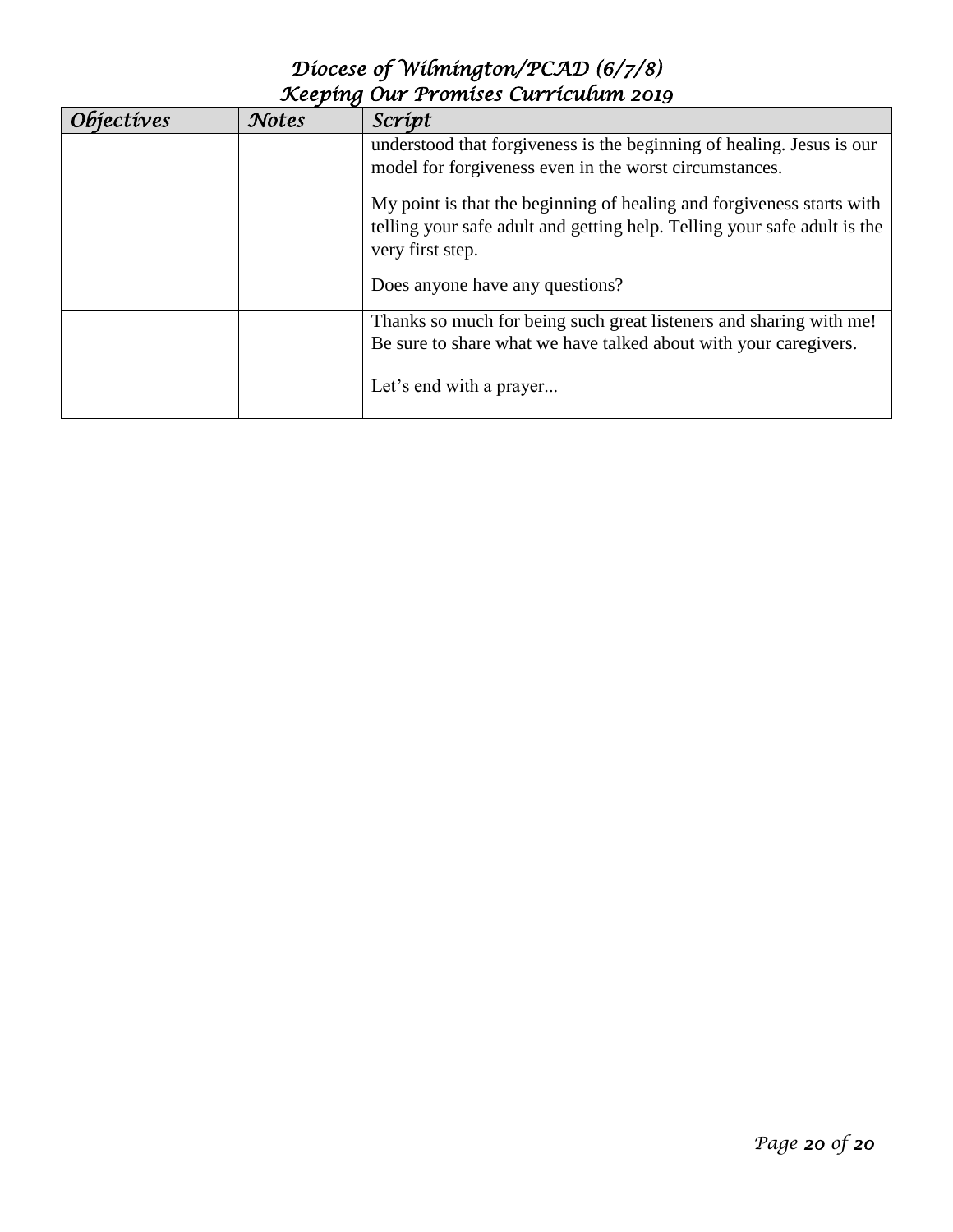| Objectives | Notes | Script |
|---|---|---|
| | | understood that forgiveness is the beginning of healing. Jesus is our model for forgiveness even in the worst circumstances.<br><br>My point is that the beginning of healing and forgiveness starts with telling your safe adult and getting help. Telling your safe adult is the very first step.<br><br>Does anyone have any questions? |
| | | Thanks so much for being such great listeners and sharing with me! Be sure to share what we have talked about with your caregivers.<br><br>Let's end with a prayer... |